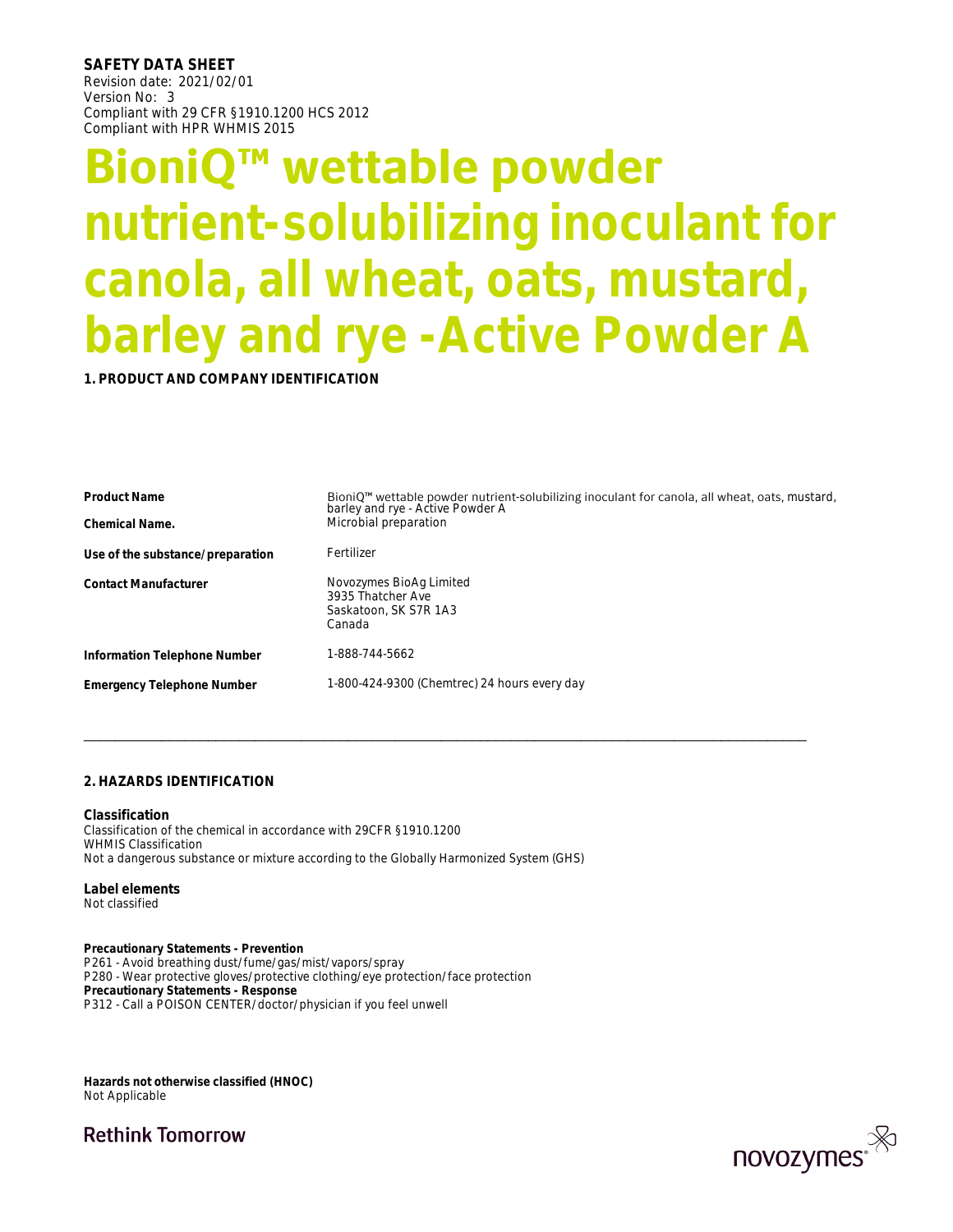**SAFETY DATA SHEET**
Revision date: 2021/02/01
Version No: 3
Compliant with 29 CFR §1910.1200 HCS 2012
Compliant with HPR WHMIS 2015

# BioniQ™ wettable powder nutrient-solubilizing inoculant for canola, all wheat, oats, mustard, barley and rye -Active Powder A

## 1. PRODUCT AND COMPANY IDENTIFICATION

| | |
|---|---|
| **Product Name** | BioniQ™ wettable powder nutrient-solubilizing inoculant for canola, all wheat, oats, mustard, barley and rye - Active Powder A |
| **Chemical Name.** | Microbial preparation |
| **Use of the substance/preparation** | Fertilizer |
| **Contact Manufacturer** | Novozymes BioAg Limited<br>3935 Thatcher Ave<br>Saskatoon, SK S7R 1A3<br>Canada |
| **Information Telephone Number** | 1-888-744-5662 |
| **Emergency Telephone Number** | 1-800-424-9300 (Chemtrec) 24 hours every day |

## 2. HAZARDS IDENTIFICATION

### Classification

Classification of the chemical in accordance with 29CFR §1910.1200
WHMIS Classification
Not a dangerous substance or mixture according to the Globally Harmonized System (GHS)

### Label elements

Not classified

**Precautionary Statements - Prevention**
P261 - Avoid breathing dust/fume/gas/mist/vapors/spray
P280 - Wear protective gloves/protective clothing/eye protection/face protection
**Precautionary Statements - Response**
P312 - Call a POISON CENTER/doctor/physician if you feel unwell

**Hazards not otherwise classified (HNOC)**
Not Applicable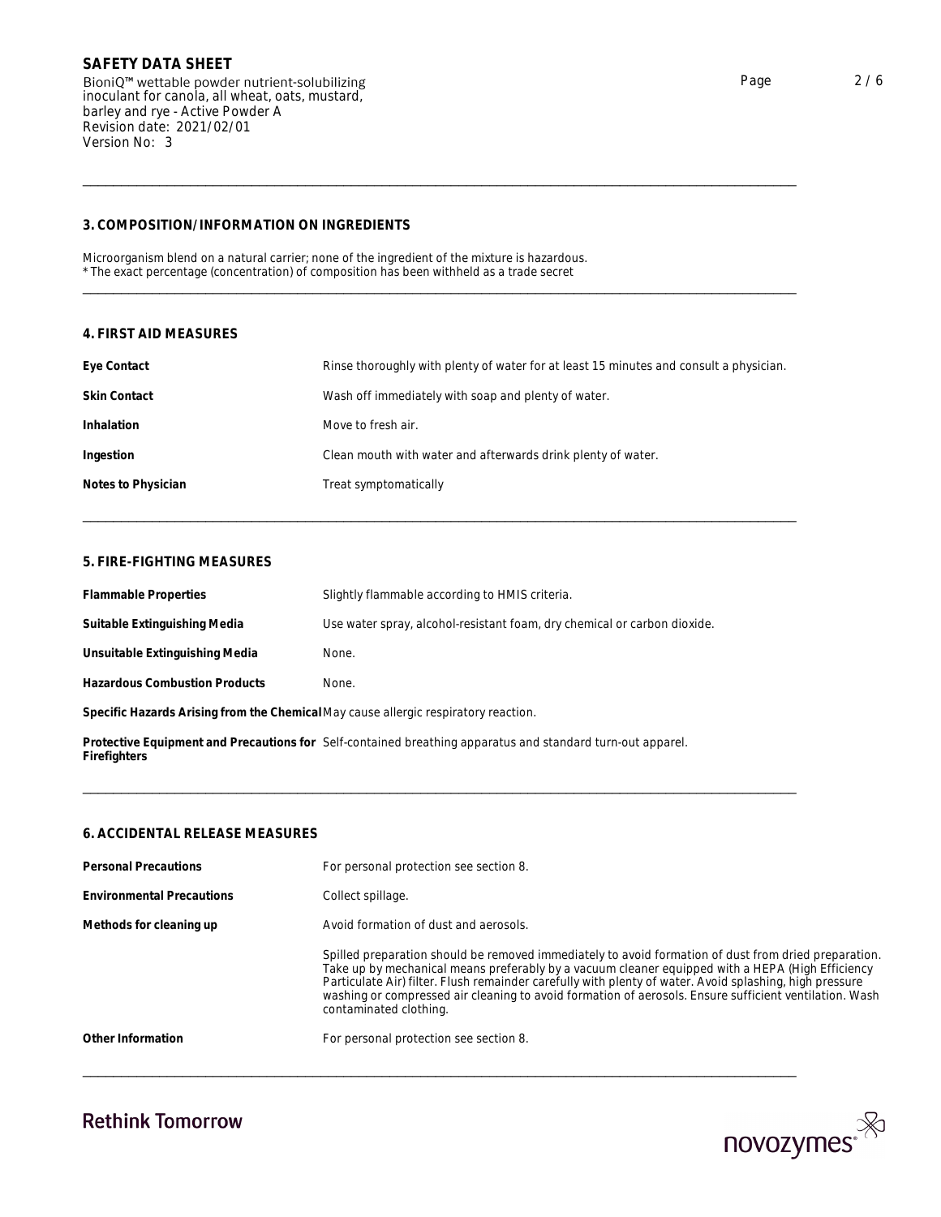## 3. COMPOSITION/INFORMATION ON INGREDIENTS

Microorganism blend on a natural carrier; none of the ingredient of the mixture is hazardous.
* The exact percentage (concentration) of composition has been withheld as a trade secret

## 4. FIRST AID MEASURES

| | |
|---|---|
| **Eye Contact** | Rinse thoroughly with plenty of water for at least 15 minutes and consult a physician. |
| **Skin Contact** | Wash off immediately with soap and plenty of water. |
| **Inhalation** | Move to fresh air. |
| **Ingestion** | Clean mouth with water and afterwards drink plenty of water. |
| **Notes to Physician** | Treat symptomatically |

## 5. FIRE-FIGHTING MEASURES

| | |
|---|---|
| **Flammable Properties** | Slightly flammable according to HMIS criteria. |
| **Suitable Extinguishing Media** | Use water spray, alcohol-resistant foam, dry chemical or carbon dioxide. |
| **Unsuitable Extinguishing Media** | None. |
| **Hazardous Combustion Products** | None. |
| **Specific Hazards Arising from the Chemical** | May cause allergic respiratory reaction. |
| **Protective Equipment and Precautions for Firefighters** | Self-contained breathing apparatus and standard turn-out apparel. |

## 6. ACCIDENTAL RELEASE MEASURES

| | |
|---|---|
| **Personal Precautions** | For personal protection see section 8. |
| **Environmental Precautions** | Collect spillage. |
| **Methods for cleaning up** | Avoid formation of dust and aerosols. |
| | Spilled preparation should be removed immediately to avoid formation of dust from dried preparation. Take up by mechanical means preferably by a vacuum cleaner equipped with a HEPA (High Efficiency Particulate Air) filter. Flush remainder carefully with plenty of water. Avoid splashing, high pressure washing or compressed air cleaning to avoid formation of aerosols. Ensure sufficient ventilation. Wash contaminated clothing. |
| **Other Information** | For personal protection see section 8. |

Rethink Tomorrow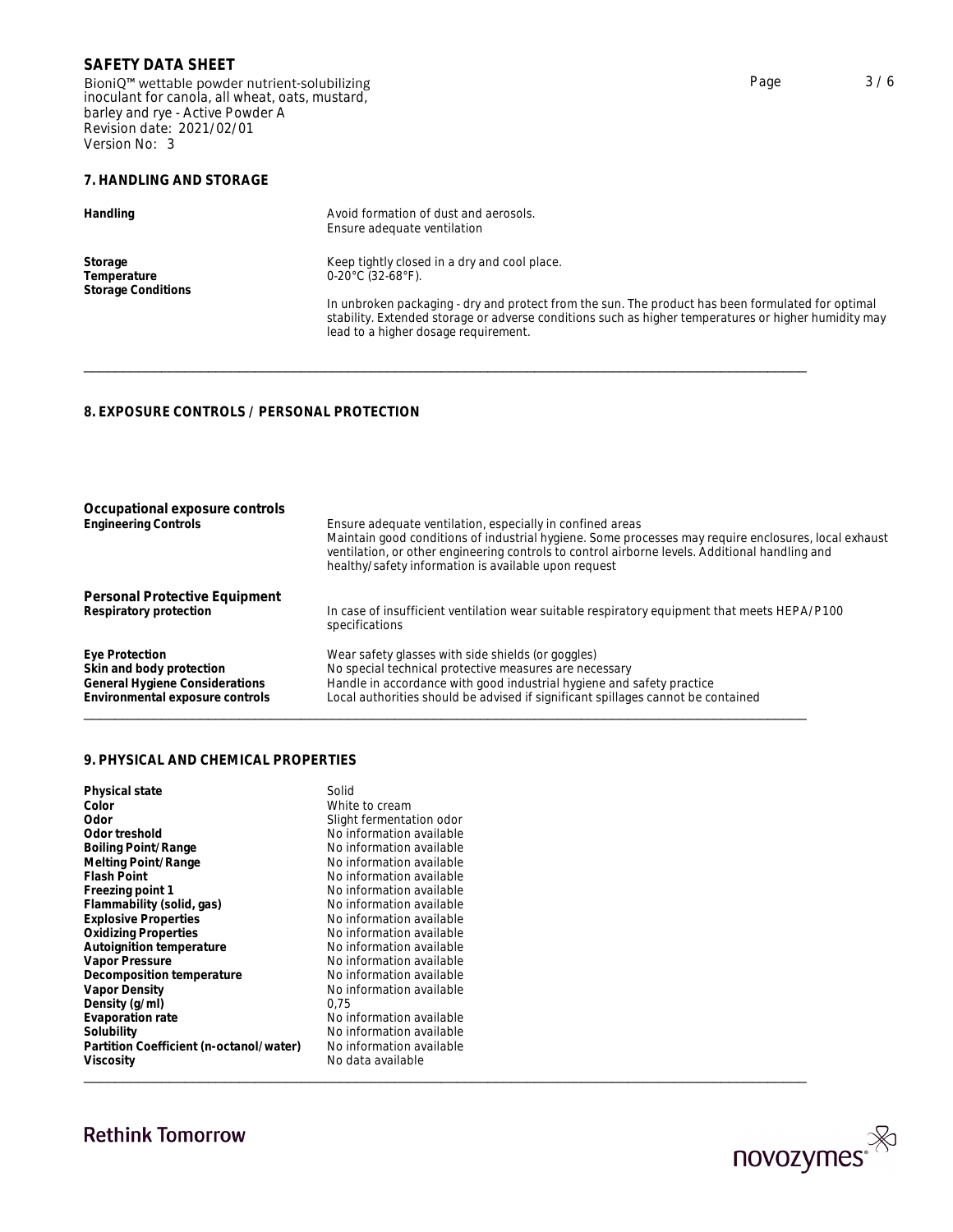## 7. HANDLING AND STORAGE

| | |
|---|---|
| **Handling** | Avoid formation of dust and aerosols. Ensure adequate ventilation |
| **Storage** | Keep tightly closed in a dry and cool place. |
| **Temperature** | 0-20°C (32-68°F). |
| **Storage Conditions** | In unbroken packaging - dry and protect from the sun. The product has been formulated for optimal stability. Extended storage or adverse conditions such as higher temperatures or higher humidity may lead to a higher dosage requirement. |

## 8. EXPOSURE CONTROLS / PERSONAL PROTECTION

### Occupational exposure controls

| | |
|---|---|
| **Engineering Controls** | Ensure adequate ventilation, especially in confined areas<br>Maintain good conditions of industrial hygiene. Some processes may require enclosures, local exhaust ventilation, or other engineering controls to control airborne levels. Additional handling and healthy/safety information is available upon request |

### Personal Protective Equipment

| | |
|---|---|
| **Respiratory protection** | In case of insufficient ventilation wear suitable respiratory equipment that meets HEPA/P100 specifications |
| **Eye Protection** | Wear safety glasses with side shields (or goggles) |
| **Skin and body protection** | No special technical protective measures are necessary |
| **General Hygiene Considerations** | Handle in accordance with good industrial hygiene and safety practice |
| **Environmental exposure controls** | Local authorities should be advised if significant spillages cannot be contained |

## 9. PHYSICAL AND CHEMICAL PROPERTIES

| | |
|---|---|
| **Physical state** | Solid |
| **Color** | White to cream |
| **Odor** | Slight fermentation odor |
| **Odor treshold** | No information available |
| **Boiling Point/Range** | No information available |
| **Melting Point/Range** | No information available |
| **Flash Point** | No information available |
| **Freezing point 1** | No information available |
| **Flammability (solid, gas)** | No information available |
| **Explosive Properties** | No information available |
| **Oxidizing Properties** | No information available |
| **Autoignition temperature** | No information available |
| **Vapor Pressure** | No information available |
| **Decomposition temperature** | No information available |
| **Vapor Density** | No information available |
| **Density (g/ml)** | 0,75 |
| **Evaporation rate** | No information available |
| **Solubility** | No information available |
| **Partition Coefficient (n-octanol/water)** | No information available |
| **Viscosity** | No data available |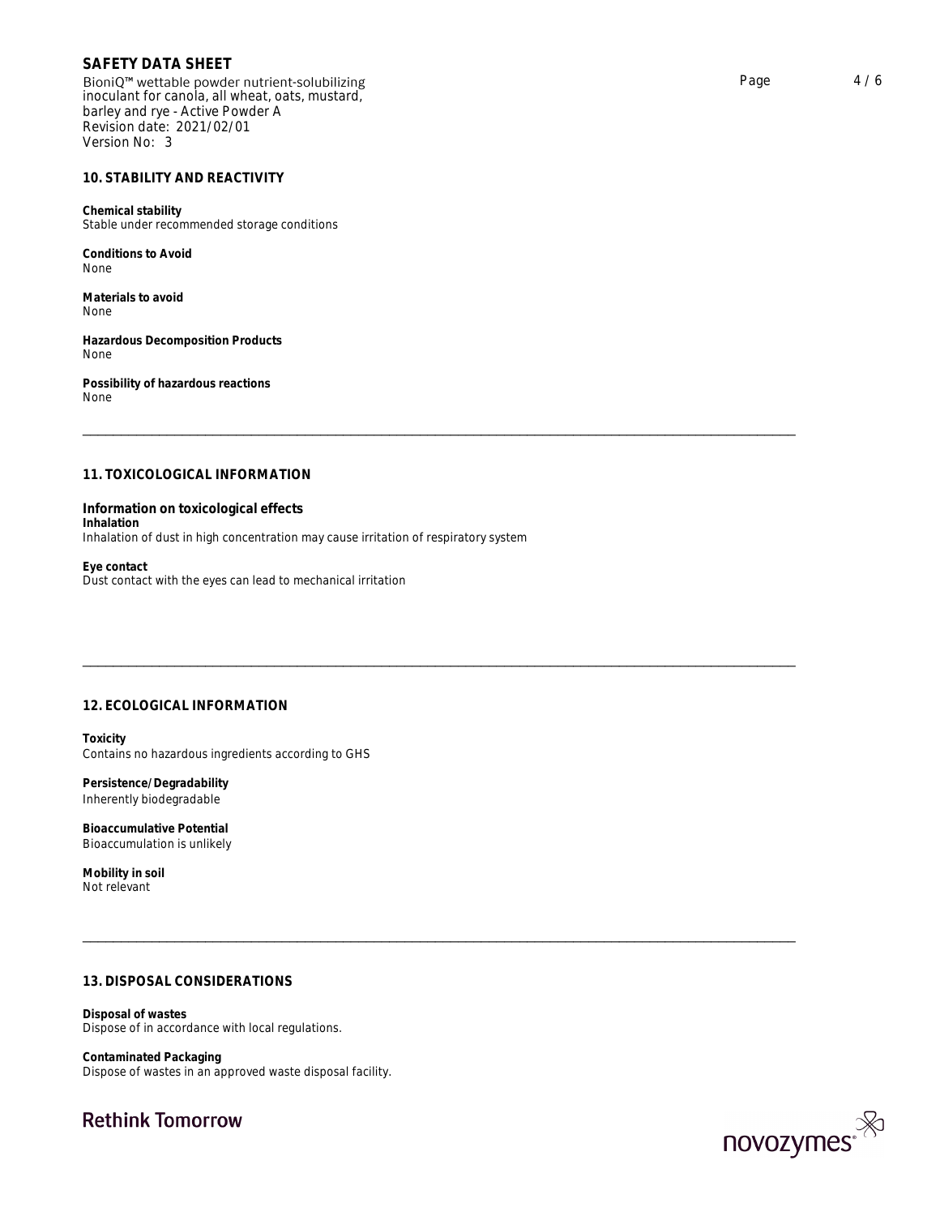## 10. STABILITY AND REACTIVITY

**Chemical stability**
Stable under recommended storage conditions

**Conditions to Avoid**
None

**Materials to avoid**
None

**Hazardous Decomposition Products**
None

**Possibility of hazardous reactions**
None

---

## 11. TOXICOLOGICAL INFORMATION

### Information on toxicological effects

**Inhalation**
Inhalation of dust in high concentration may cause irritation of respiratory system

**Eye contact**
Dust contact with the eyes can lead to mechanical irritation

---

## 12. ECOLOGICAL INFORMATION

**Toxicity**
Contains no hazardous ingredients according to GHS

**Persistence/Degradability**
Inherently biodegradable

**Bioaccumulative Potential**
Bioaccumulation is unlikely

**Mobility in soil**
Not relevant

---

## 13. DISPOSAL CONSIDERATIONS

**Disposal of wastes**
Dispose of in accordance with local regulations.

**Contaminated Packaging**
Dispose of wastes in an approved waste disposal facility.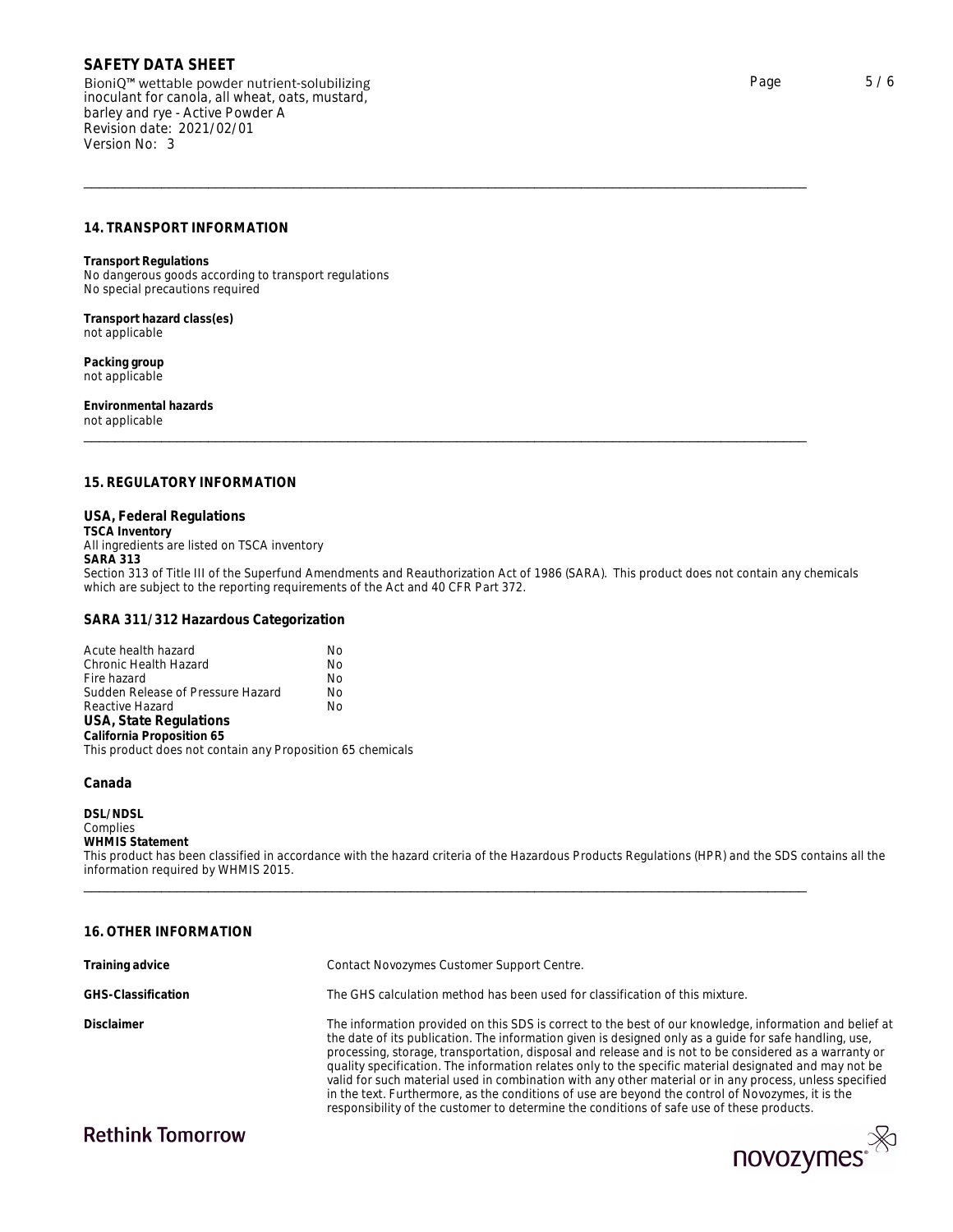## 14. TRANSPORT INFORMATION

**Transport Regulations**
No dangerous goods according to transport regulations
No special precautions required

**Transport hazard class(es)**
not applicable

**Packing group**
not applicable

**Environmental hazards**
not applicable

## 15. REGULATORY INFORMATION

### USA, Federal Regulations

**TSCA Inventory**
All ingredients are listed on TSCA inventory

**SARA 313**
Section 313 of Title III of the Superfund Amendments and Reauthorization Act of 1986 (SARA). This product does not contain any chemicals which are subject to the reporting requirements of the Act and 40 CFR Part 372.

### SARA 311/312 Hazardous Categorization

| | |
|---|---|
| Acute health hazard | No |
| Chronic Health Hazard | No |
| Fire hazard | No |
| Sudden Release of Pressure Hazard | No |
| Reactive Hazard | No |

### USA, State Regulations

**California Proposition 65**
This product does not contain any Proposition 65 chemicals

### Canada

**DSL/NDSL**
Complies

**WHMIS Statement**
This product has been classified in accordance with the hazard criteria of the Hazardous Products Regulations (HPR) and the SDS contains all the information required by WHMIS 2015.

## 16. OTHER INFORMATION

**Training advice**
Contact Novozymes Customer Support Centre.

**GHS-Classification**
The GHS calculation method has been used for classification of this mixture.

**Disclaimer**
The information provided on this SDS is correct to the best of our knowledge, information and belief at the date of its publication. The information given is designed only as a guide for safe handling, use, processing, storage, transportation, disposal and release and is not to be considered as a warranty or quality specification. The information relates only to the specific material designated and may not be valid for such material used in combination with any other material or in any process, unless specified in the text. Furthermore, as the conditions of use are beyond the control of Novozymes, it is the responsibility of the customer to determine the conditions of safe use of these products.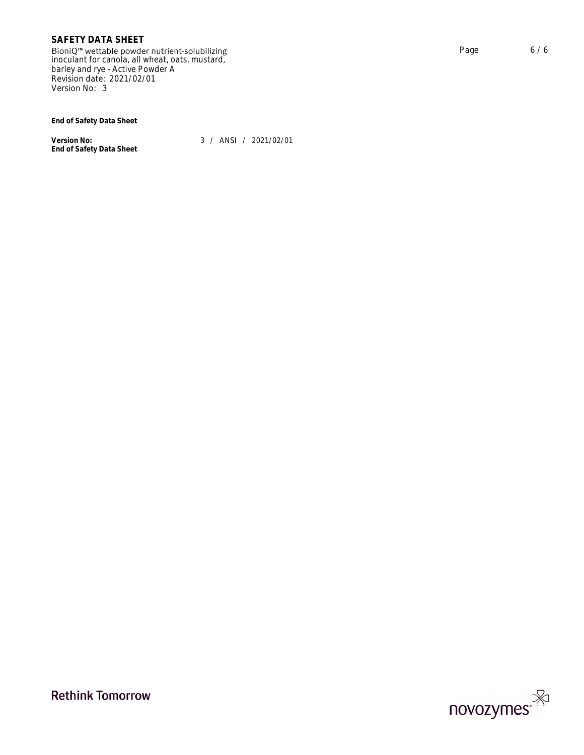**End of Safety Data Sheet**

**Version No:** 3 / ANSI / 2021/02/01

**End of Safety Data Sheet**